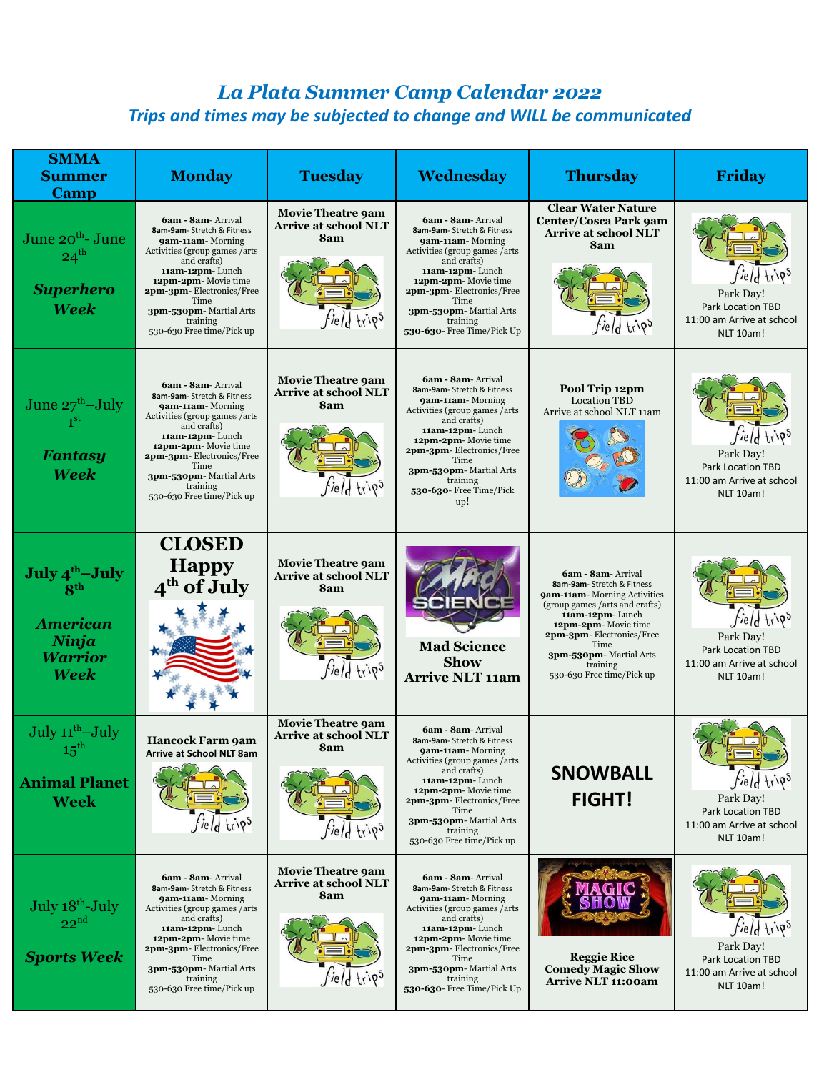# *La Plata Summer Camp Calendar 2022*

***Trips and times may be subjected to change and WILL be communicated***

| SMMA Summer Camp | Monday | Tuesday | Wednesday | Thursday | Friday |
|---|---|---|---|---|---|
| June 20th- June 24th ***Superhero Week*** | **6am - 8am**- Arrival **8am-9am**- Stretch & Fitness **9am-11am**- Morning Activities (group games /arts and crafts) **11am-12pm**- Lunch **12pm-2pm**- Movie time **2pm-3pm**- Electronics/Free Time **3pm-530pm**- Martial Arts training 530-630 Free time/Pick up | **Movie Theatre 9am Arrive at school NLT 8am** Field trips | **6am - 8am**- Arrival **8am-9am**- Stretch & Fitness **9am-11am**- Morning Activities (group games /arts and crafts) **11am-12pm**- Lunch **12pm-2pm**- Movie time **2pm-3pm**- Electronics/Free Time **3pm-530pm**- Martial Arts training **530-630**- Free Time/Pick Up | **Clear Water Nature Center/Cosca Park 9am Arrive at school NLT 8am** Field trips | Field trips Park Day! Park Location TBD 11:00 am Arrive at school NLT 10am! |
| June 27th–July 1st ***Fantasy Week*** | **6am - 8am**- Arrival **8am-9am**- Stretch & Fitness **9am-11am**- Morning Activities (group games /arts and crafts) **11am-12pm**- Lunch **12pm-2pm**- Movie time **2pm-3pm**- Electronics/Free Time **3pm-530pm**- Martial Arts training 530-630 Free time/Pick up | **Movie Theatre 9am Arrive at school NLT 8am** Field trips | **6am - 8am**- Arrival **8am-9am**- Stretch & Fitness **9am-11am**- Morning Activities (group games /arts and crafts) **11am-12pm**- Lunch **12pm-2pm**- Movie time **2pm-3pm**- Electronics/Free Time **3pm-530pm**- Martial Arts training **530-630**- Free Time/Pick up! | **Pool Trip 12pm** Location TBD Arrive at school NLT 11am | Field trips Park Day! Park Location TBD 11:00 am Arrive at school NLT 10am! |
| **July 4th–July 8th** ***American Ninja Warrior Week*** | **CLOSED Happy 4th of July** | **Movie Theatre 9am Arrive at school NLT 8am** Field trips | MAD SCIENCE **Mad Science Show Arrive NLT 11am** | **6am - 8am**- Arrival **8am-9am**- Stretch & Fitness **9am-11am**- Morning Activities (group games /arts and crafts) **11am-12pm**- Lunch **12pm-2pm**- Movie time **2pm-3pm**- Electronics/Free Time **3pm-530pm**- Martial Arts training 530-630 Free time/Pick up | Field trips Park Day! Park Location TBD 11:00 am Arrive at school NLT 10am! |
| July 11th–July 15th **Animal Planet Week** | **Hancock Farm 9am Arrive at School NLT 8am** Field trips | **Movie Theatre 9am Arrive at school NLT 8am** Field trips | **6am - 8am**- Arrival **8am-9am**- Stretch & Fitness **9am-11am**- Morning Activities (group games /arts and crafts) **11am-12pm**- Lunch **12pm-2pm**- Movie time **2pm-3pm**- Electronics/Free Time **3pm-530pm**- Martial Arts training 530-630 Free time/Pick up | **SNOWBALL FIGHT!** | Field trips Park Day! Park Location TBD 11:00 am Arrive at school NLT 10am! |
| July 18th–July 22nd ***Sports Week*** | **6am - 8am**- Arrival **8am-9am**- Stretch & Fitness **9am-11am**- Morning Activities (group games /arts and crafts) **11am-12pm**- Lunch **12pm-2pm**- Movie time **2pm-3pm**- Electronics/Free Time **3pm-530pm**- Martial Arts training 530-630 Free time/Pick up | **Movie Theatre 9am Arrive at school NLT 8am** Field trips | **6am - 8am**- Arrival **8am-9am**- Stretch & Fitness **9am-11am**- Morning Activities (group games /arts and crafts) **11am-12pm**- Lunch **12pm-2pm**- Movie time **2pm-3pm**- Electronics/Free Time **3pm-530pm**- Martial Arts training **530-630**- Free Time/Pick Up | MAGIC SHOW **Reggie Rice Comedy Magic Show Arrive NLT 11:00am** | Field trips Park Day! Park Location TBD 11:00 am Arrive at school NLT 10am! |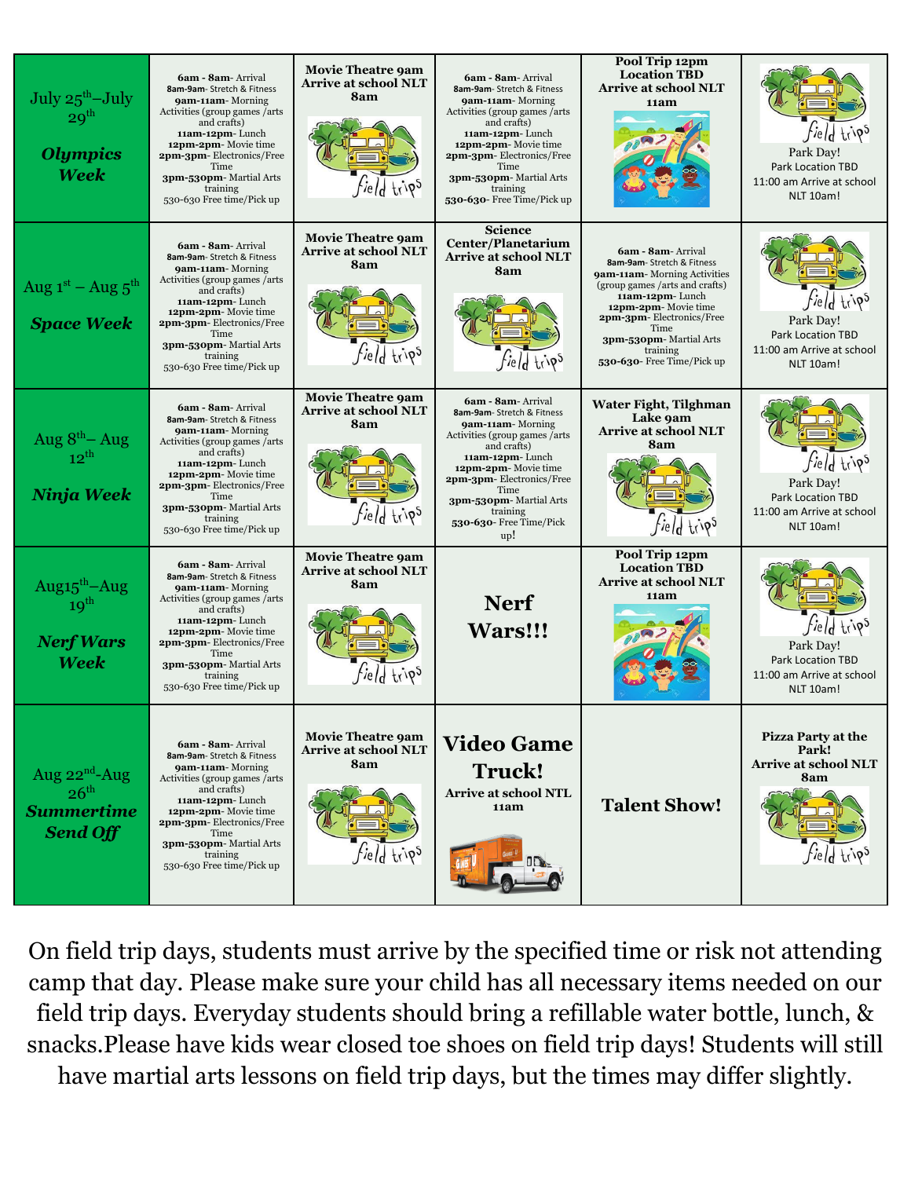| | | | | | |
|---|---|---|---|---|---|
| July 25th–July 29th ***Olympics Week*** | **6am - 8am**- Arrival **8am-9am**- Stretch & Fitness **9am-11am**- Morning Activities (group games /arts and crafts) **11am-12pm**- Lunch **12pm-2pm**- Movie time **2pm-3pm**- Electronics/Free Time **3pm-530pm**- Martial Arts training 530-630 Free time/Pick up | **Movie Theatre 9am Arrive at school NLT 8am** field trips | **6am - 8am**- Arrival **8am-9am**- Stretch & Fitness **9am-11am**- Morning Activities (group games /arts and crafts) **11am-12pm**- Lunch **12pm-2pm**- Movie time **2pm-3pm**- Electronics/Free Time **3pm-530pm**- Martial Arts training **530-630**- Free Time/Pick up | **Pool Trip 12pm Location TBD Arrive at school NLT 11am** | field trips Park Day! Park Location TBD 11:00 am Arrive at school NLT 10am! |
| Aug 1st – Aug 5th ***Space Week*** | **6am - 8am**- Arrival **8am-9am**- Stretch & Fitness **9am-11am**- Morning Activities (group games /arts and crafts) **11am-12pm**- Lunch **12pm-2pm**- Movie time **2pm-3pm**- Electronics/Free Time **3pm-530pm**- Martial Arts training 530-630 Free time/Pick up | **Movie Theatre 9am Arrive at school NLT 8am** field trips | **Science Center/Planetarium Arrive at school NLT 8am** field trips | **6am - 8am**- Arrival **8am-9am**- Stretch & Fitness **9am-11am**- Morning Activities (group games /arts and crafts) **11am-12pm**- Lunch **12pm-2pm**- Movie time **2pm-3pm**- Electronics/Free Time **3pm-530pm**- Martial Arts training **530-630**- Free Time/Pick up | field trips Park Day! Park Location TBD 11:00 am Arrive at school NLT 10am! |
| Aug 8th– Aug 12th ***Ninja Week*** | **6am - 8am**- Arrival **8am-9am**- Stretch & Fitness **9am-11am**- Morning Activities (group games /arts and crafts) **11am-12pm**- Lunch **12pm-2pm**- Movie time **2pm-3pm**- Electronics/Free Time **3pm-530pm**- Martial Arts training 530-630 Free time/Pick up | **Movie Theatre 9am Arrive at school NLT 8am** field trips | **6am - 8am**- Arrival **8am-9am**- Stretch & Fitness **9am-11am**- Morning Activities (group games /arts and crafts) **11am-12pm**- Lunch **12pm-2pm**- Movie time **2pm-3pm**- Electronics/Free Time **3pm-530pm**- Martial Arts training **530-630**- Free Time/Pick up! | **Water Fight, Tilghman Lake 9am Arrive at school NLT 8am** field trips | field trips Park Day! Park Location TBD 11:00 am Arrive at school NLT 10am! |
| Aug15th–Aug 19th ***Nerf Wars Week*** | **6am - 8am**- Arrival **8am-9am**- Stretch & Fitness **9am-11am**- Morning Activities (group games /arts and crafts) **11am-12pm**- Lunch **12pm-2pm**- Movie time **2pm-3pm**- Electronics/Free Time **3pm-530pm**- Martial Arts training 530-630 Free time/Pick up | **Movie Theatre 9am Arrive at school NLT 8am** field trips | **Nerf Wars!!!** | **Pool Trip 12pm Location TBD Arrive at school NLT 11am** | field trips Park Day! Park Location TBD 11:00 am Arrive at school NLT 10am! |
| Aug 22nd-Aug 26th ***Summertime Send Off*** | **6am - 8am**- Arrival **8am-9am**- Stretch & Fitness **9am-11am**- Morning Activities (group games /arts and crafts) **11am-12pm**- Lunch **12pm-2pm**- Movie time **2pm-3pm**- Electronics/Free Time **3pm-530pm**- Martial Arts training 530-630 Free time/Pick up | **Movie Theatre 9am Arrive at school NLT 8am** field trips | **Video Game Truck! Arrive at school NTL 11am** | **Talent Show!** | **Pizza Party at the Park! Arrive at school NLT 8am** field trips |

On field trip days, students must arrive by the specified time or risk not attending camp that day. Please make sure your child has all necessary items needed on our field trip days. Everyday students should bring a refillable water bottle, lunch, & snacks.Please have kids wear closed toe shoes on field trip days! Students will still have martial arts lessons on field trip days, but the times may differ slightly.